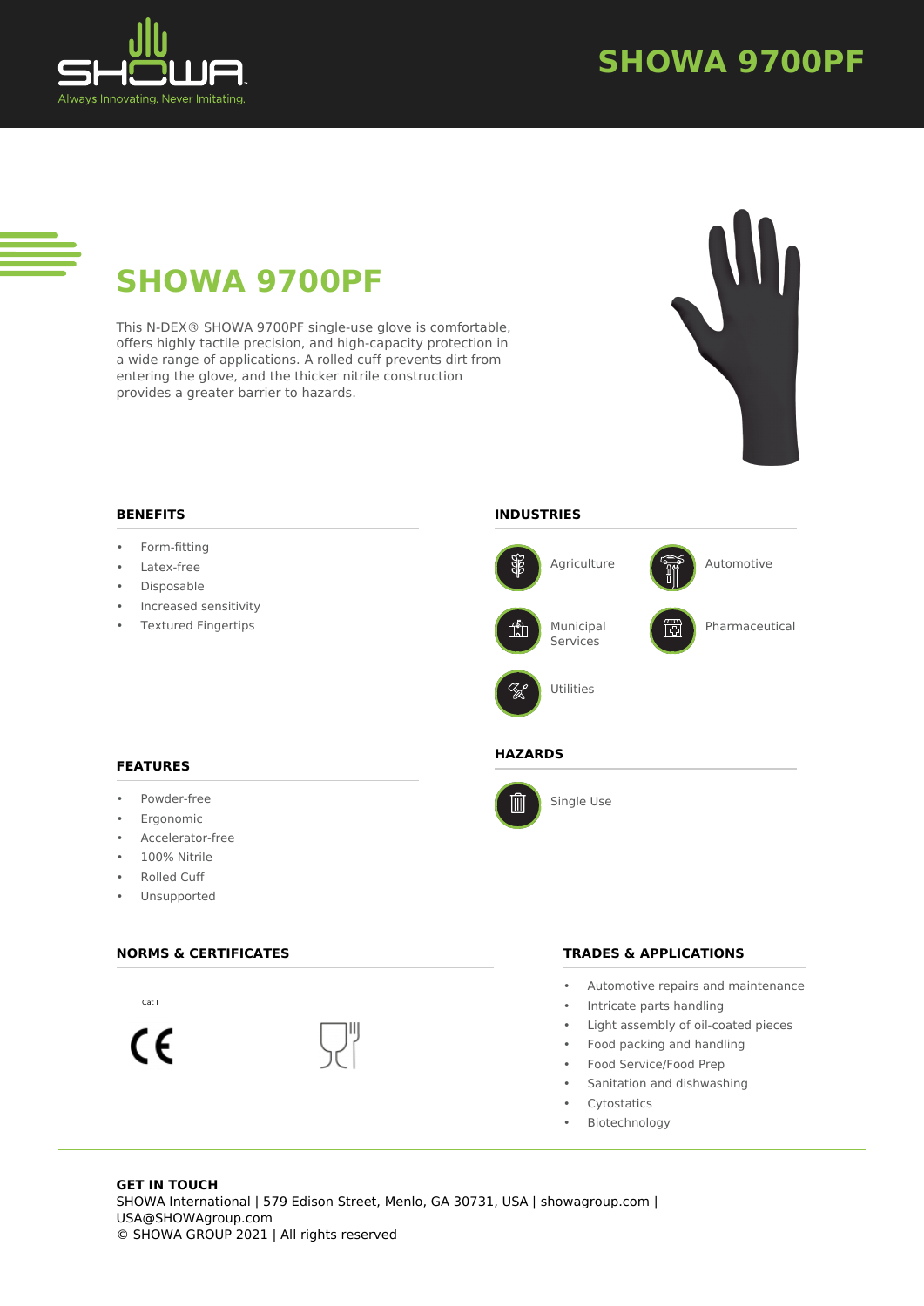# SHOWA 9700PF

This N-DEX® SHOWA 9700PF single-use glove is comfortable, offers highly tactile precision, and high-capacity protection in a wide range of applications. A rolled cuff prevents dirt from entering the glove, and the thicker nitrile construction provides a greater barrier to hazards.

## BENEFITS

- Form-fitting
- Latex-free
- Disposable
- Increased sensitivity
- Textured Fingertips

## INDUSTRIES

- Agriculture
- Automotive
- Municipal Services
- Pharmaceutical
- Utilities

## FEATURES

- Powder-free
- Ergonomic
- Accelerator-free
- 100% Nitrile
- Rolled Cuff
- Unsupported

## HAZARDS

- Single Use

## NORMS & CERTIFICATES

Cat I

CE

## TRADES & APPLICATIONS

- Automotive repairs and maintenance
- Intricate parts handling
- Light assembly of oil-coated pieces
- Food packing and handling
- Food Service/Food Prep
- Sanitation and dishwashing
- Cytostatics
- Biotechnology

**GET IN TOUCH**

SHOWA International | 579 Edison Street, Menlo, GA 30731, USA | showagroup.com | USA@SHOWAgroup.com

© SHOWA GROUP 2021 | All rights reserved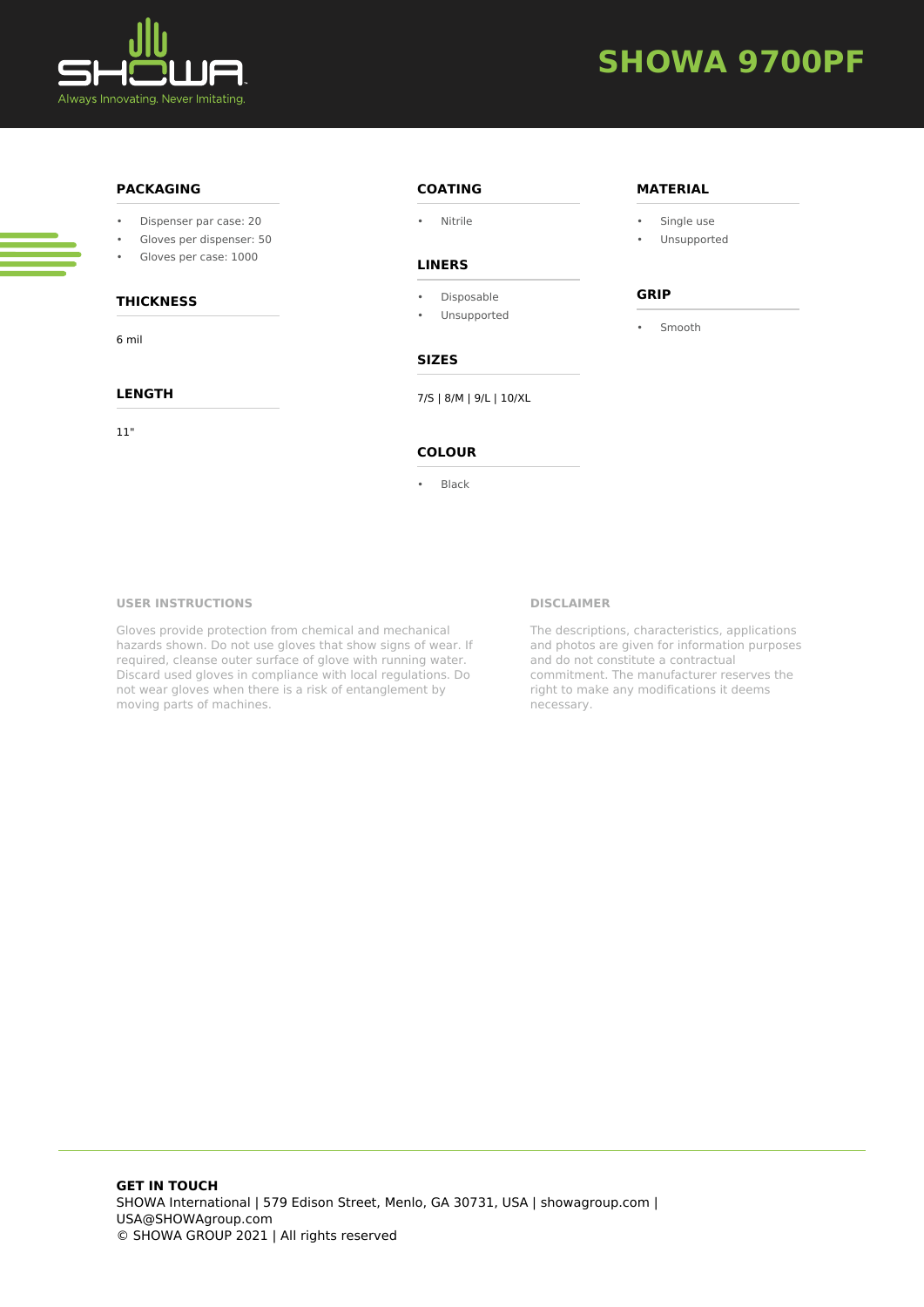# SHOWA 9700PF

Always Innovating. Never Imitating.

## PACKAGING

- Dispenser par case: 20
- Gloves per dispenser: 50
- Gloves per case: 1000

## THICKNESS

6 mil

## LENGTH

11"

## COATING

- Nitrile

## LINERS

- Disposable
- Unsupported

## SIZES

7/S | 8/M | 9/L | 10/XL

## COLOUR

- Black

## MATERIAL

- Single use
- Unsupported

## GRIP

- Smooth

### USER INSTRUCTIONS

Gloves provide protection from chemical and mechanical hazards shown. Do not use gloves that show signs of wear. If required, cleanse outer surface of glove with running water. Discard used gloves in compliance with local regulations. Do not wear gloves when there is a risk of entanglement by moving parts of machines.

### DISCLAIMER

The descriptions, characteristics, applications and photos are given for information purposes and do not constitute a contractual commitment. The manufacturer reserves the right to make any modifications it deems necessary.

**GET IN TOUCH**
SHOWA International | 579 Edison Street, Menlo, GA 30731, USA | showagroup.com | USA@SHOWAgroup.com
© SHOWA GROUP 2021 | All rights reserved